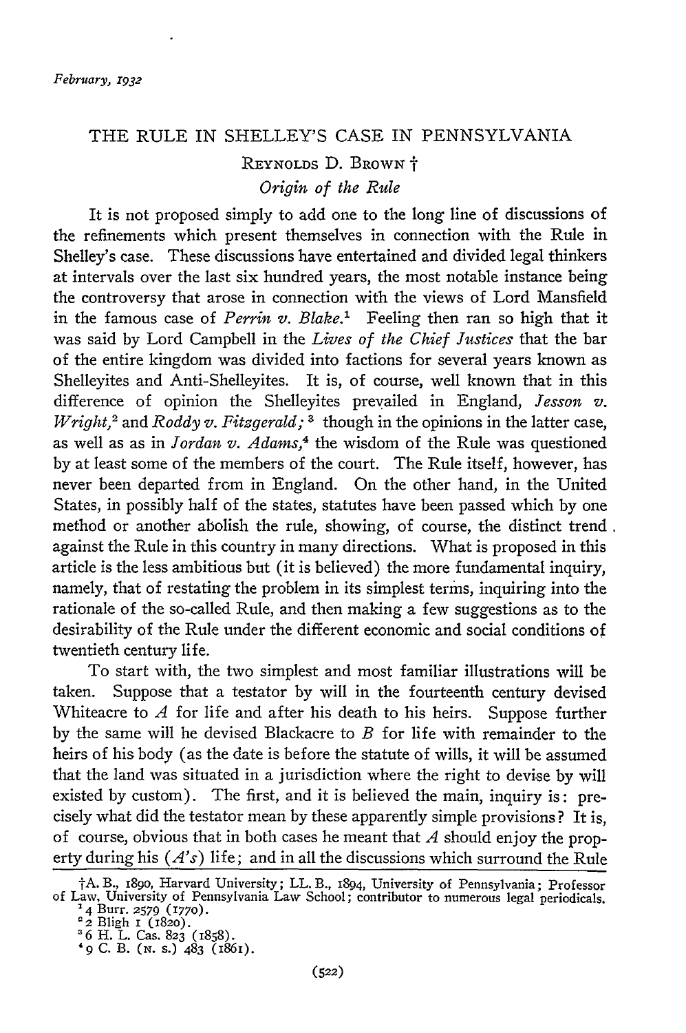February, 1932

# THE RULE IN SHELLEY'S CASE IN PENNSYLVANIA

REYNOLDS D. BROWN †

### *Origin of the Rule*

It is not proposed simply to add one to the long line of discussions of the refinements which present themselves in connection with the Rule in Shelley's case. These discussions have entertained and divided legal thinkers at intervals over the last six hundred years, the most notable instance being the controversy that arose in connection with the views of Lord Mansfield in the famous case of *Perrin v. Blake*.[1] Feeling then ran so high that it was said by Lord Campbell in the *Lives of the Chief Justices* that the bar of the entire kingdom was divided into factions for several years known as Shelleyites and Anti-Shelleyites. It is, of course, well known that in this difference of opinion the Shelleyites prevailed in England, *Jesson v. Wright*,[2] and *Roddy v. Fitzgerald*;[3] though in the opinions in the latter case, as well as as in *Jordan v. Adams*,[4] the wisdom of the Rule was questioned by at least some of the members of the court. The Rule itself, however, has never been departed from in England. On the other hand, in the United States, in possibly half of the states, statutes have been passed which by one method or another abolish the rule, showing, of course, the distinct trend against the Rule in this country in many directions. What is proposed in this article is the less ambitious but (it is believed) the more fundamental inquiry, namely, that of restating the problem in its simplest terms, inquiring into the rationale of the so-called Rule, and then making a few suggestions as to the desirability of the Rule under the different economic and social conditions of twentieth century life.

To start with, the two simplest and most familiar illustrations will be taken. Suppose that a testator by will in the fourteenth century devised Whiteacre to *A* for life and after his death to his heirs. Suppose further by the same will he devised Blackacre to *B* for life with remainder to the heirs of his body (as the date is before the statute of wills, it will be assumed that the land was situated in a jurisdiction where the right to devise by will existed by custom). The first, and it is believed the main, inquiry is: precisely what did the testator mean by these apparently simple provisions? It is, of course, obvious that in both cases he meant that *A* should enjoy the property during his (*A's*) life; and in all the discussions which surround the Rule

†A. B., 1890, Harvard University; LL. B., 1894, University of Pennsylvania; Professor of Law, University of Pennsylvania Law School; contributor to numerous legal periodicals.

[1] 4 Burr. 2579 (1770).

[2] 2 Bligh 1 (1820).

[3] 6 H. L. Cas. 823 (1858).

[4] 9 C. B. (N. S.) 483 (1861).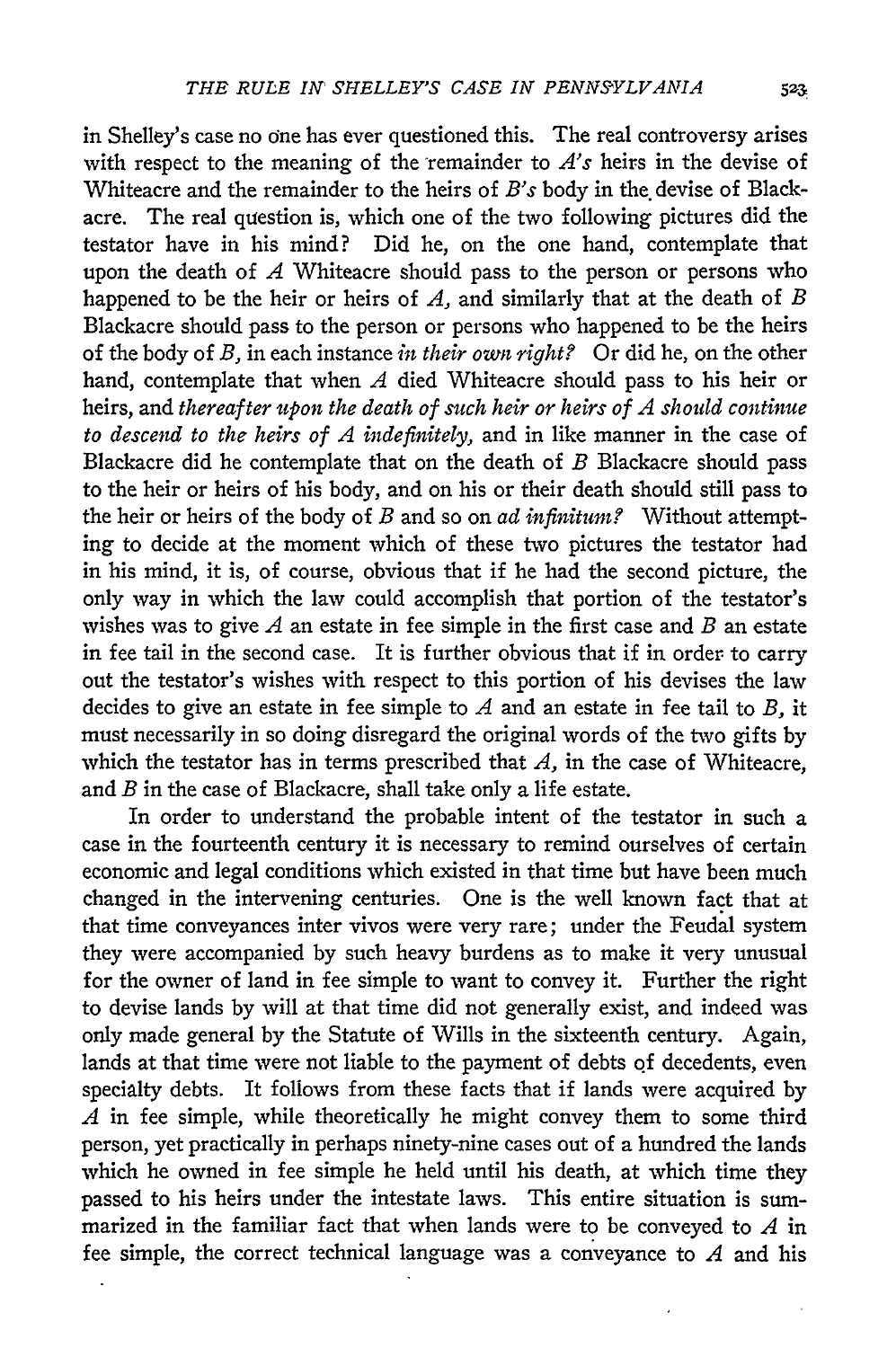in Shelley's case no one has ever questioned this. The real controversy arises with respect to the meaning of the remainder to *A's* heirs in the devise of Whiteacre and the remainder to the heirs of *B's* body in the devise of Blackacre. The real question is, which one of the two following pictures did the testator have in his mind? Did he, on the one hand, contemplate that upon the death of *A* Whiteacre should pass to the person or persons who happened to be the heir or heirs of *A*, and similarly that at the death of *B* Blackacre should pass to the person or persons who happened to be the heirs of the body of *B*, in each instance *in their own right?* Or did he, on the other hand, contemplate that when *A* died Whiteacre should pass to his heir or heirs, and *thereafter upon the death of such heir or heirs of A should continue to descend to the heirs of A indefinitely,* and in like manner in the case of Blackacre did he contemplate that on the death of *B* Blackacre should pass to the heir or heirs of his body, and on his or their death should still pass to the heir or heirs of the body of *B* and so on *ad infinitum?* Without attempting to decide at the moment which of these two pictures the testator had in his mind, it is, of course, obvious that if he had the second picture, the only way in which the law could accomplish that portion of the testator's wishes was to give *A* an estate in fee simple in the first case and *B* an estate in fee tail in the second case. It is further obvious that if in order to carry out the testator's wishes with respect to this portion of his devises the law decides to give an estate in fee simple to *A* and an estate in fee tail to *B*, it must necessarily in so doing disregard the original words of the two gifts by which the testator has in terms prescribed that *A*, in the case of Whiteacre, and *B* in the case of Blackacre, shall take only a life estate.

In order to understand the probable intent of the testator in such a case in the fourteenth century it is necessary to remind ourselves of certain economic and legal conditions which existed in that time but have been much changed in the intervening centuries. One is the well known fact that at that time conveyances inter vivos were very rare; under the Feudal system they were accompanied by such heavy burdens as to make it very unusual for the owner of land in fee simple to want to convey it. Further the right to devise lands by will at that time did not generally exist, and indeed was only made general by the Statute of Wills in the sixteenth century. Again, lands at that time were not liable to the payment of debts of decedents, even specialty debts. It follows from these facts that if lands were acquired by *A* in fee simple, while theoretically he might convey them to some third person, yet practically in perhaps ninety-nine cases out of a hundred the lands which he owned in fee simple he held until his death, at which time they passed to his heirs under the intestate laws. This entire situation is summarized in the familiar fact that when lands were to be conveyed to *A* in fee simple, the correct technical language was a conveyance to *A* and his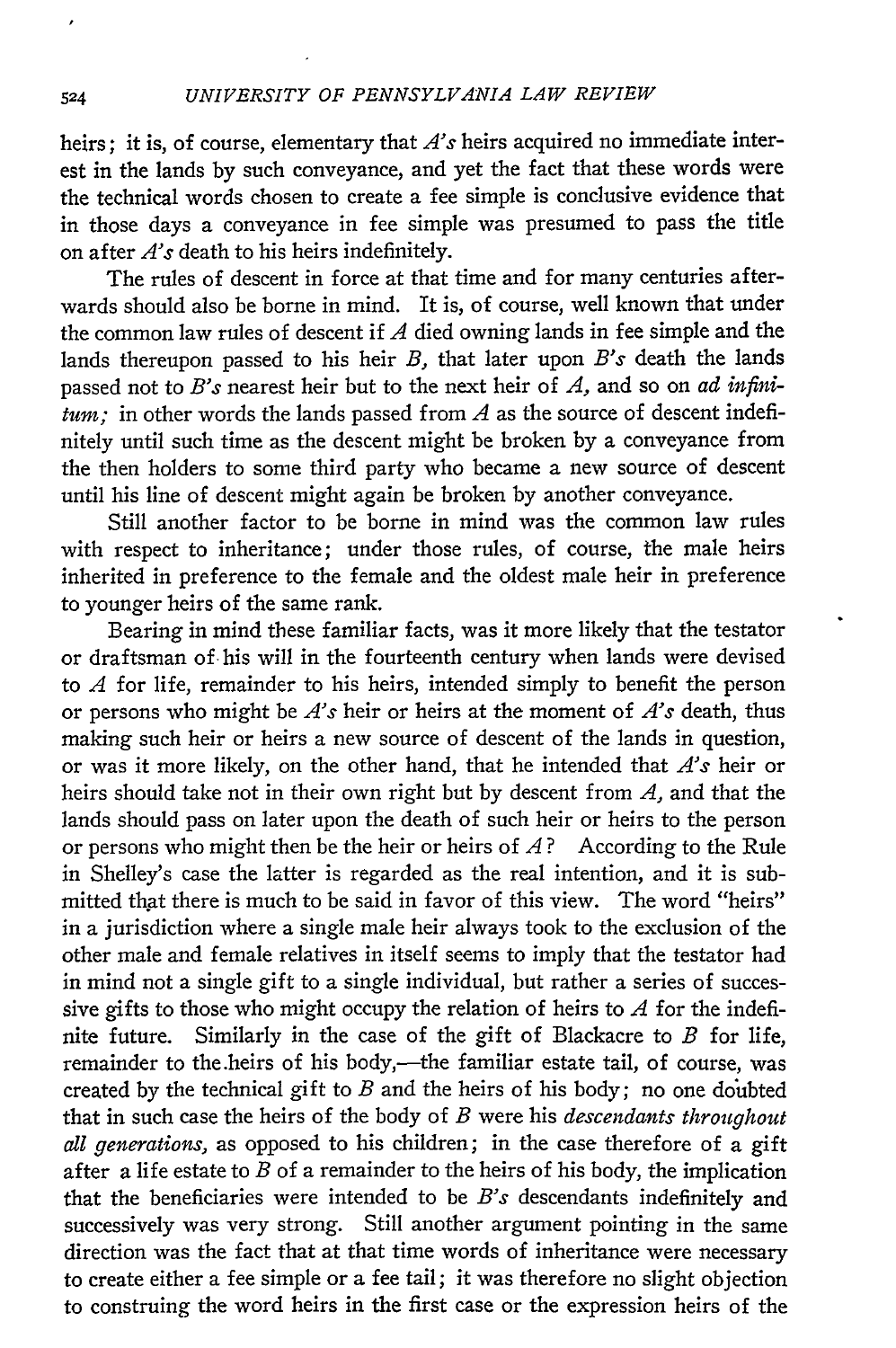heirs; it is, of course, elementary that *A's* heirs acquired no immediate interest in the lands by such conveyance, and yet the fact that these words were the technical words chosen to create a fee simple is conclusive evidence that in those days a conveyance in fee simple was presumed to pass the title on after *A's* death to his heirs indefinitely.

The rules of descent in force at that time and for many centuries afterwards should also be borne in mind. It is, of course, well known that under the common law rules of descent if *A* died owning lands in fee simple and the lands thereupon passed to his heir *B*, that later upon *B's* death the lands passed not to *B's* nearest heir but to the next heir of *A*, and so on *ad infinitum;* in other words the lands passed from *A* as the source of descent indefinitely until such time as the descent might be broken by a conveyance from the then holders to some third party who became a new source of descent until his line of descent might again be broken by another conveyance.

Still another factor to be borne in mind was the common law rules with respect to inheritance; under those rules, of course, the male heirs inherited in preference to the female and the oldest male heir in preference to younger heirs of the same rank.

Bearing in mind these familiar facts, was it more likely that the testator or draftsman of his will in the fourteenth century when lands were devised to *A* for life, remainder to his heirs, intended simply to benefit the person or persons who might be *A's* heir or heirs at the moment of *A's* death, thus making such heir or heirs a new source of descent of the lands in question, or was it more likely, on the other hand, that he intended that *A's* heir or heirs should take not in their own right but by descent from *A*, and that the lands should pass on later upon the death of such heir or heirs to the person or persons who might then be the heir or heirs of *A*? According to the Rule in Shelley's case the latter is regarded as the real intention, and it is submitted that there is much to be said in favor of this view. The word "heirs" in a jurisdiction where a single male heir always took to the exclusion of the other male and female relatives in itself seems to imply that the testator had in mind not a single gift to a single individual, but rather a series of successive gifts to those who might occupy the relation of heirs to *A* for the indefinite future. Similarly in the case of the gift of Blackacre to *B* for life, remainder to the heirs of his body,—the familiar estate tail, of course, was created by the technical gift to *B* and the heirs of his body; no one doubted that in such case the heirs of the body of *B* were his *descendants throughout all generations,* as opposed to his children; in the case therefore of a gift after a life estate to *B* of a remainder to the heirs of his body, the implication that the beneficiaries were intended to be *B's* descendants indefinitely and successively was very strong. Still another argument pointing in the same direction was the fact that at that time words of inheritance were necessary to create either a fee simple or a fee tail; it was therefore no slight objection to construing the word heirs in the first case or the expression heirs of the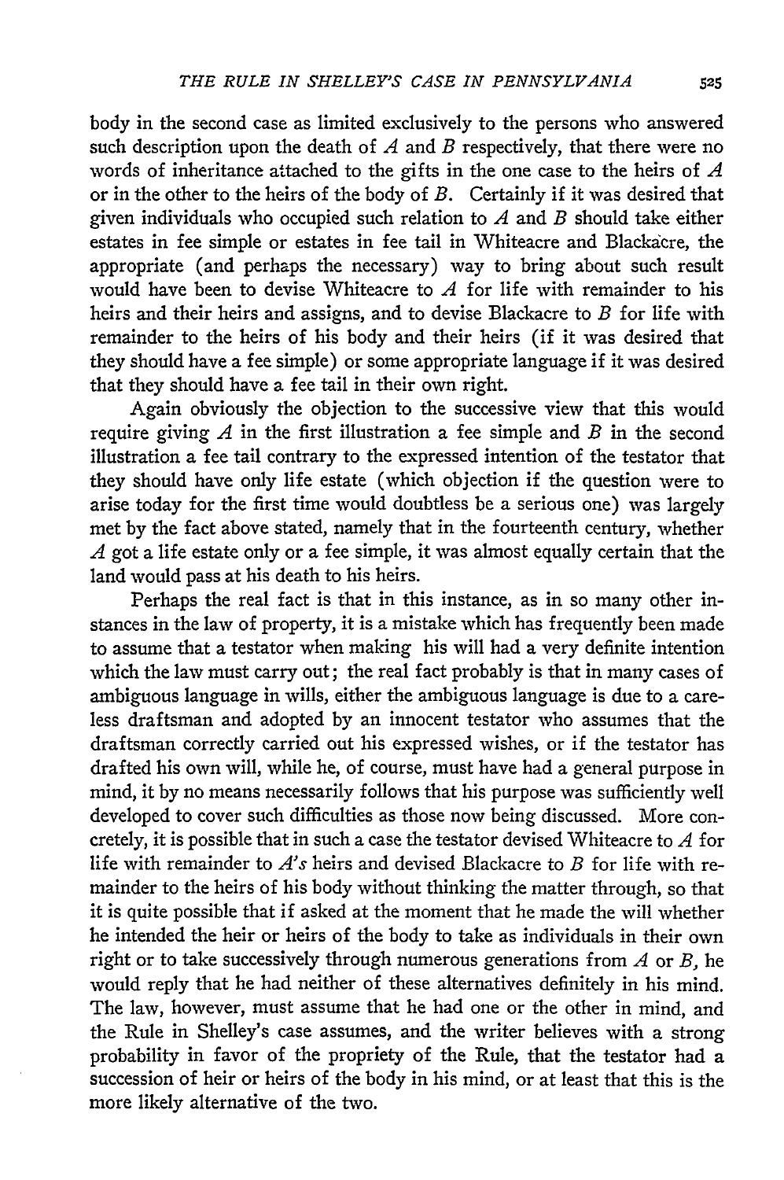body in the second case as limited exclusively to the persons who answered such description upon the death of *A* and *B* respectively, that there were no words of inheritance attached to the gifts in the one case to the heirs of *A* or in the other to the heirs of the body of *B*. Certainly if it was desired that given individuals who occupied such relation to *A* and *B* should take either estates in fee simple or estates in fee tail in Whiteacre and Blackacre, the appropriate (and perhaps the necessary) way to bring about such result would have been to devise Whiteacre to *A* for life with remainder to his heirs and their heirs and assigns, and to devise Blackacre to *B* for life with remainder to the heirs of his body and their heirs (if it was desired that they should have a fee simple) or some appropriate language if it was desired that they should have a fee tail in their own right.

Again obviously the objection to the successive view that this would require giving *A* in the first illustration a fee simple and *B* in the second illustration a fee tail contrary to the expressed intention of the testator that they should have only life estate (which objection if the question were to arise today for the first time would doubtless be a serious one) was largely met by the fact above stated, namely that in the fourteenth century, whether *A* got a life estate only or a fee simple, it was almost equally certain that the land would pass at his death to his heirs.

Perhaps the real fact is that in this instance, as in so many other instances in the law of property, it is a mistake which has frequently been made to assume that a testator when making his will had a very definite intention which the law must carry out; the real fact probably is that in many cases of ambiguous language in wills, either the ambiguous language is due to a careless draftsman and adopted by an innocent testator who assumes that the draftsman correctly carried out his expressed wishes, or if the testator has drafted his own will, while he, of course, must have had a general purpose in mind, it by no means necessarily follows that his purpose was sufficiently well developed to cover such difficulties as those now being discussed. More concretely, it is possible that in such a case the testator devised Whiteacre to *A* for life with remainder to *A's* heirs and devised Blackacre to *B* for life with remainder to the heirs of his body without thinking the matter through, so that it is quite possible that if asked at the moment that he made the will whether he intended the heir or heirs of the body to take as individuals in their own right or to take successively through numerous generations from *A* or *B*, he would reply that he had neither of these alternatives definitely in his mind. The law, however, must assume that he had one or the other in mind, and the Rule in Shelley's case assumes, and the writer believes with a strong probability in favor of the propriety of the Rule, that the testator had a succession of heir or heirs of the body in his mind, or at least that this is the more likely alternative of the two.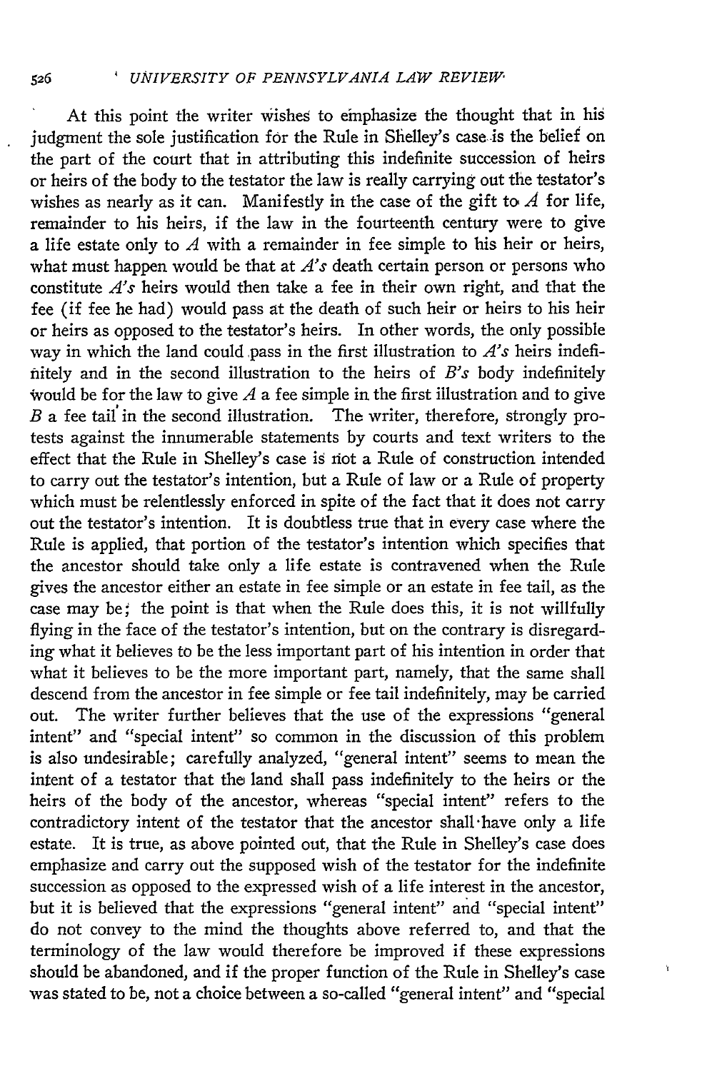At this point the writer wishes to emphasize the thought that in his judgment the sole justification for the Rule in Shelley's case is the belief on the part of the court that in attributing this indefinite succession of heirs or heirs of the body to the testator the law is really carrying out the testator's wishes as nearly as it can. Manifestly in the case of the gift to *A* for life, remainder to his heirs, if the law in the fourteenth century were to give a life estate only to *A* with a remainder in fee simple to his heir or heirs, what must happen would be that at *A's* death certain person or persons who constitute *A's* heirs would then take a fee in their own right, and that the fee (if fee he had) would pass at the death of such heir or heirs to his heir or heirs as opposed to the testator's heirs. In other words, the only possible way in which the land could pass in the first illustration to *A's* heirs indefinitely and in the second illustration to the heirs of *B's* body indefinitely would be for the law to give *A* a fee simple in the first illustration and to give *B* a fee tail in the second illustration. The writer, therefore, strongly protests against the innumerable statements by courts and text writers to the effect that the Rule in Shelley's case is not a Rule of construction intended to carry out the testator's intention, but a Rule of law or a Rule of property which must be relentlessly enforced in spite of the fact that it does not carry out the testator's intention. It is doubtless true that in every case where the Rule is applied, that portion of the testator's intention which specifies that the ancestor should take only a life estate is contravened when the Rule gives the ancestor either an estate in fee simple or an estate in fee tail, as the case may be; the point is that when the Rule does this, it is not willfully flying in the face of the testator's intention, but on the contrary is disregarding what it believes to be the less important part of his intention in order that what it believes to be the more important part, namely, that the same shall descend from the ancestor in fee simple or fee tail indefinitely, may be carried out. The writer further believes that the use of the expressions "general intent" and "special intent" so common in the discussion of this problem is also undesirable; carefully analyzed, "general intent" seems to mean the intent of a testator that the land shall pass indefinitely to the heirs or the heirs of the body of the ancestor, whereas "special intent" refers to the contradictory intent of the testator that the ancestor shall have only a life estate. It is true, as above pointed out, that the Rule in Shelley's case does emphasize and carry out the supposed wish of the testator for the indefinite succession as opposed to the expressed wish of a life interest in the ancestor, but it is believed that the expressions "general intent" and "special intent" do not convey to the mind the thoughts above referred to, and that the terminology of the law would therefore be improved if these expressions should be abandoned, and if the proper function of the Rule in Shelley's case was stated to be, not a choice between a so-called "general intent" and "special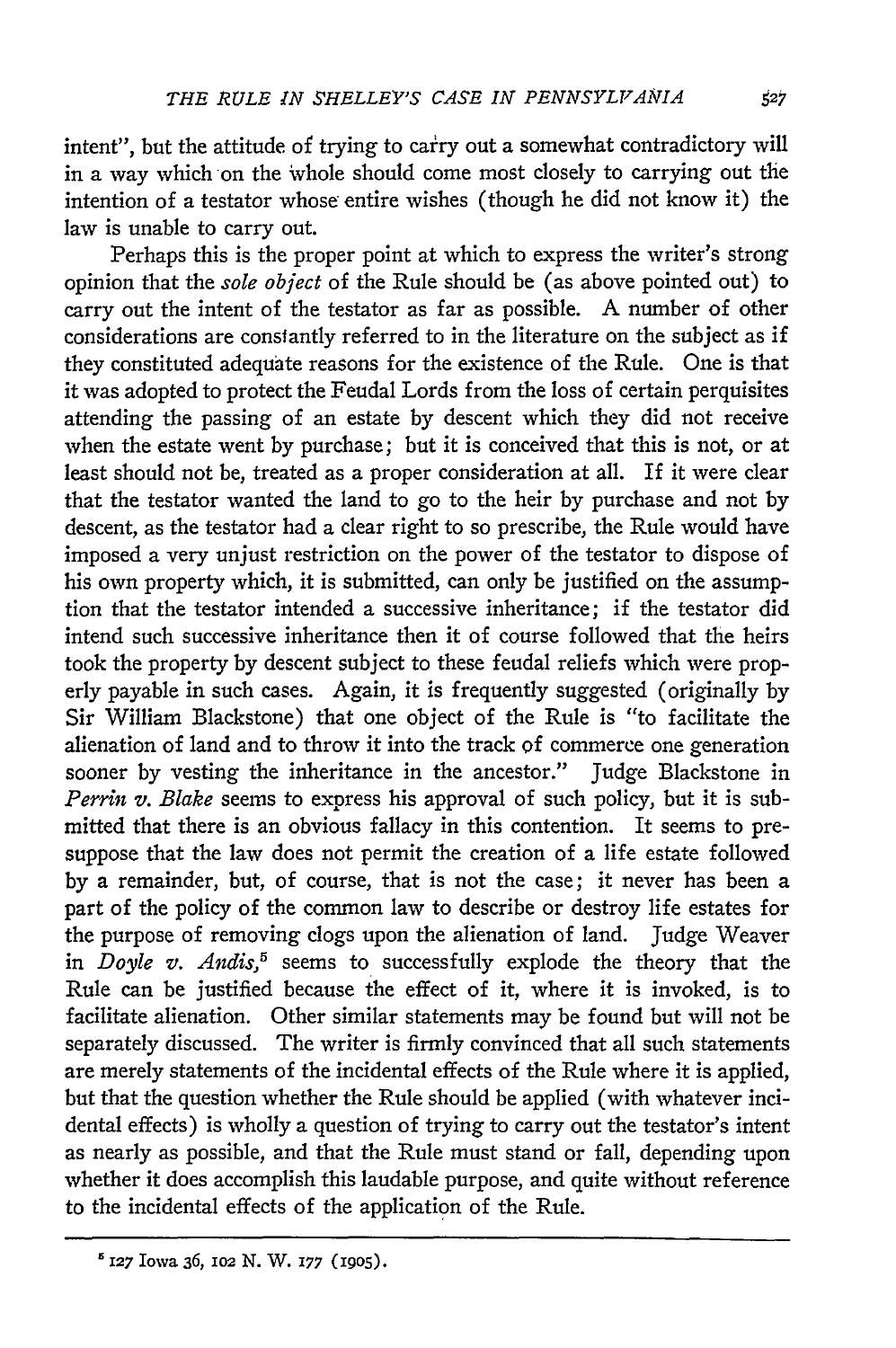intent", but the attitude of trying to carry out a somewhat contradictory will in a way which on the whole should come most closely to carrying out the intention of a testator whose entire wishes (though he did not know it) the law is unable to carry out.

Perhaps this is the proper point at which to express the writer's strong opinion that the *sole object* of the Rule should be (as above pointed out) to carry out the intent of the testator as far as possible. A number of other considerations are constantly referred to in the literature on the subject as if they constituted adequate reasons for the existence of the Rule. One is that it was adopted to protect the Feudal Lords from the loss of certain perquisites attending the passing of an estate by descent which they did not receive when the estate went by purchase; but it is conceived that this is not, or at least should not be, treated as a proper consideration at all. If it were clear that the testator wanted the land to go to the heir by purchase and not by descent, as the testator had a clear right to so prescribe, the Rule would have imposed a very unjust restriction on the power of the testator to dispose of his own property which, it is submitted, can only be justified on the assumption that the testator intended a successive inheritance; if the testator did intend such successive inheritance then it of course followed that the heirs took the property by descent subject to these feudal reliefs which were properly payable in such cases. Again, it is frequently suggested (originally by Sir William Blackstone) that one object of the Rule is "to facilitate the alienation of land and to throw it into the track of commerce one generation sooner by vesting the inheritance in the ancestor." Judge Blackstone in *Perrin v. Blake* seems to express his approval of such policy, but it is submitted that there is an obvious fallacy in this contention. It seems to presuppose that the law does not permit the creation of a life estate followed by a remainder, but, of course, that is not the case; it never has been a part of the policy of the common law to describe or destroy life estates for the purpose of removing clogs upon the alienation of land. Judge Weaver in *Doyle v. Andis*,[5] seems to successfully explode the theory that the Rule can be justified because the effect of it, where it is invoked, is to facilitate alienation. Other similar statements may be found but will not be separately discussed. The writer is firmly convinced that all such statements are merely statements of the incidental effects of the Rule where it is applied, but that the question whether the Rule should be applied (with whatever incidental effects) is wholly a question of trying to carry out the testator's intent as nearly as possible, and that the Rule must stand or fall, depending upon whether it does accomplish this laudable purpose, and quite without reference to the incidental effects of the application of the Rule.

---

[5] 127 Iowa 36, 102 N. W. 177 (1905).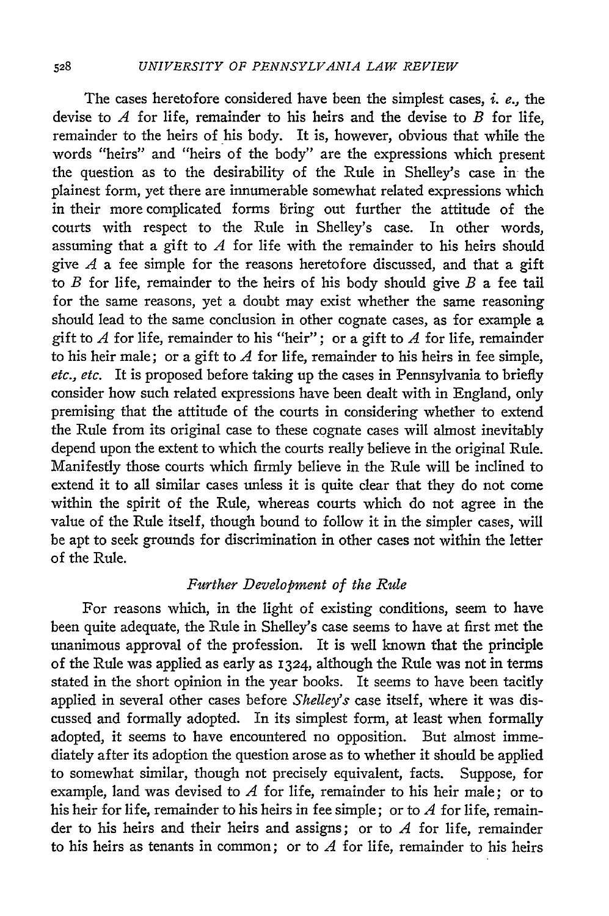The cases heretofore considered have been the simplest cases, *i. e.*, the devise to *A* for life, remainder to his heirs and the devise to *B* for life, remainder to the heirs of his body. It is, however, obvious that while the words "heirs" and "heirs of the body" are the expressions which present the question as to the desirability of the Rule in Shelley's case in the plainest form, yet there are innumerable somewhat related expressions which in their more complicated forms bring out further the attitude of the courts with respect to the Rule in Shelley's case. In other words, assuming that a gift to *A* for life with the remainder to his heirs should give *A* a fee simple for the reasons heretofore discussed, and that a gift to *B* for life, remainder to the heirs of his body should give *B* a fee tail for the same reasons, yet a doubt may exist whether the same reasoning should lead to the same conclusion in other cognate cases, as for example a gift to *A* for life, remainder to his "heir"; or a gift to *A* for life, remainder to his heir male; or a gift to *A* for life, remainder to his heirs in fee simple, *etc., etc.* It is proposed before taking up the cases in Pennsylvania to briefly consider how such related expressions have been dealt with in England, only premising that the attitude of the courts in considering whether to extend the Rule from its original case to these cognate cases will almost inevitably depend upon the extent to which the courts really believe in the original Rule. Manifestly those courts which firmly believe in the Rule will be inclined to extend it to all similar cases unless it is quite clear that they do not come within the spirit of the Rule, whereas courts which do not agree in the value of the Rule itself, though bound to follow it in the simpler cases, will be apt to seek grounds for discrimination in other cases not within the letter of the Rule.

### *Further Development of the Rule*

For reasons which, in the light of existing conditions, seem to have been quite adequate, the Rule in Shelley's case seems to have at first met the unanimous approval of the profession. It is well known that the principle of the Rule was applied as early as 1324, although the Rule was not in terms stated in the short opinion in the year books. It seems to have been tacitly applied in several other cases before *Shelley's* case itself, where it was discussed and formally adopted. In its simplest form, at least when formally adopted, it seems to have encountered no opposition. But almost immediately after its adoption the question arose as to whether it should be applied to somewhat similar, though not precisely equivalent, facts. Suppose, for example, land was devised to *A* for life, remainder to his heir male; or to his heir for life, remainder to his heirs in fee simple; or to *A* for life, remainder to his heirs and their heirs and assigns; or to *A* for life, remainder to his heirs as tenants in common; or to *A* for life, remainder to his heirs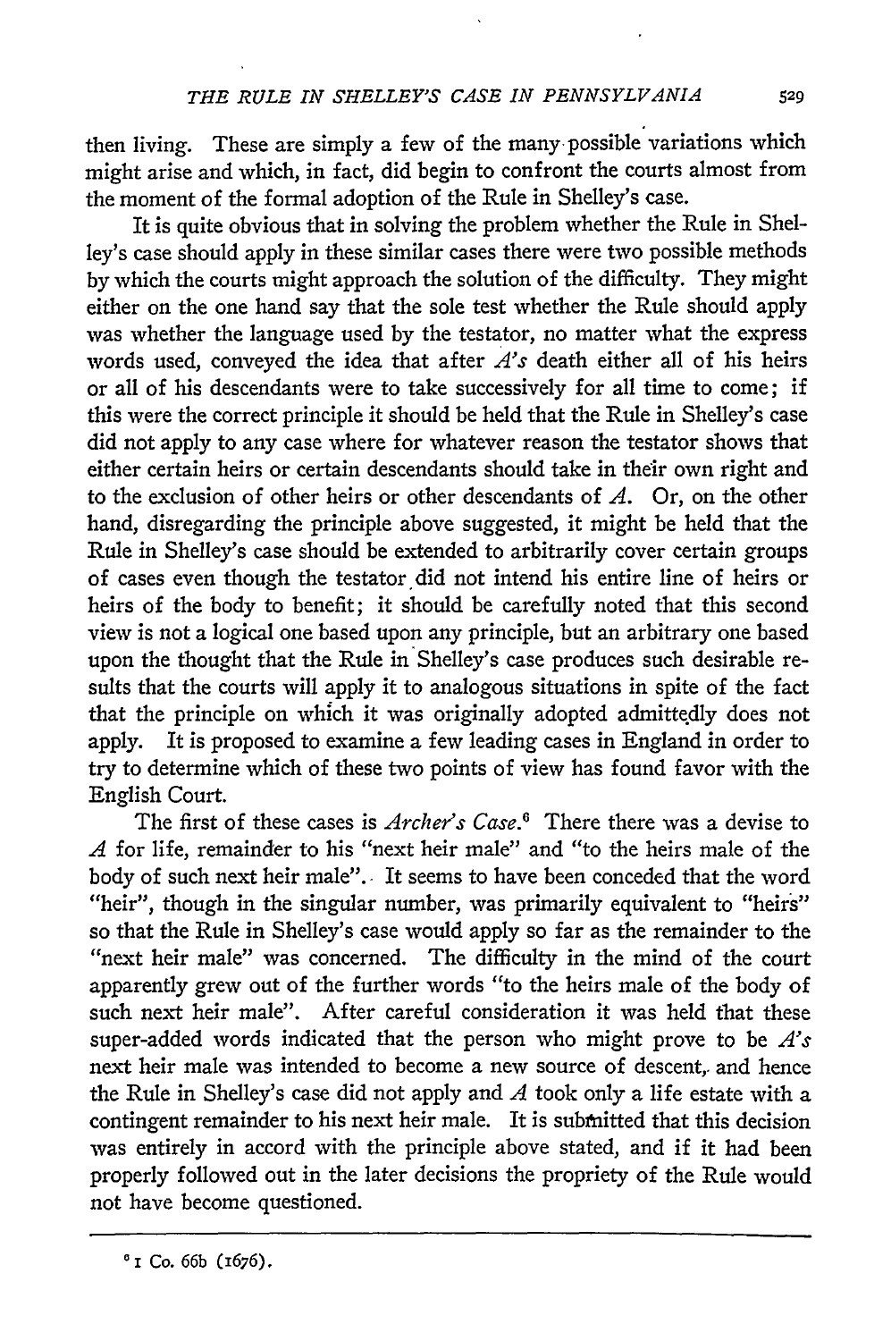then living. These are simply a few of the many possible variations which might arise and which, in fact, did begin to confront the courts almost from the moment of the formal adoption of the Rule in Shelley's case.

It is quite obvious that in solving the problem whether the Rule in Shelley's case should apply in these similar cases there were two possible methods by which the courts might approach the solution of the difficulty. They might either on the one hand say that the sole test whether the Rule should apply was whether the language used by the testator, no matter what the express words used, conveyed the idea that after *A's* death either all of his heirs or all of his descendants were to take successively for all time to come; if this were the correct principle it should be held that the Rule in Shelley's case did not apply to any case where for whatever reason the testator shows that either certain heirs or certain descendants should take in their own right and to the exclusion of other heirs or other descendants of *A*. Or, on the other hand, disregarding the principle above suggested, it might be held that the Rule in Shelley's case should be extended to arbitrarily cover certain groups of cases even though the testator did not intend his entire line of heirs or heirs of the body to benefit; it should be carefully noted that this second view is not a logical one based upon any principle, but an arbitrary one based upon the thought that the Rule in Shelley's case produces such desirable results that the courts will apply it to analogous situations in spite of the fact that the principle on which it was originally adopted admittedly does not apply. It is proposed to examine a few leading cases in England in order to try to determine which of these two points of view has found favor with the English Court.

The first of these cases is *Archer's Case*.[6] There there was a devise to *A* for life, remainder to his "next heir male" and "to the heirs male of the body of such next heir male". It seems to have been conceded that the word "heir", though in the singular number, was primarily equivalent to "heirs" so that the Rule in Shelley's case would apply so far as the remainder to the "next heir male" was concerned. The difficulty in the mind of the court apparently grew out of the further words "to the heirs male of the body of such next heir male". After careful consideration it was held that these super-added words indicated that the person who might prove to be *A's* next heir male was intended to become a new source of descent, and hence the Rule in Shelley's case did not apply and *A* took only a life estate with a contingent remainder to his next heir male. It is submitted that this decision was entirely in accord with the principle above stated, and if it had been properly followed out in the later decisions the propriety of the Rule would not have become questioned.

[6] 1 Co. 66b (1676).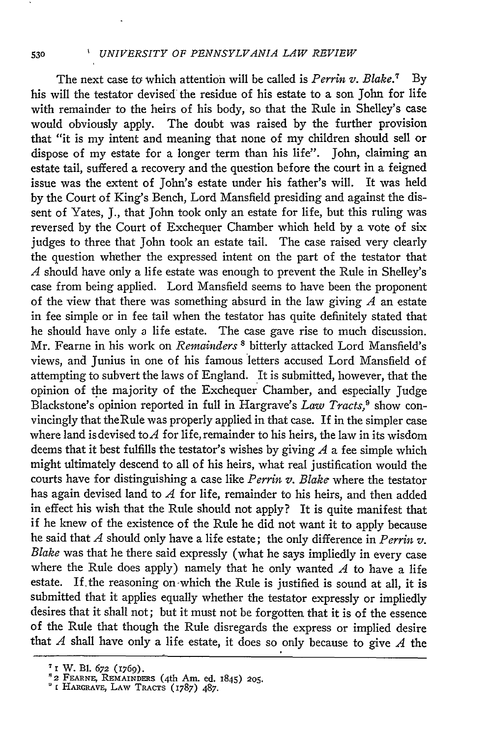The next case to which attention will be called is *Perrin v. Blake*.[7] By his will the testator devised the residue of his estate to a son John for life with remainder to the heirs of his body, so that the Rule in Shelley's case would obviously apply. The doubt was raised by the further provision that "it is my intent and meaning that none of my children should sell or dispose of my estate for a longer term than his life". John, claiming an estate tail, suffered a recovery and the question before the court in a feigned issue was the extent of John's estate under his father's will. It was held by the Court of King's Bench, Lord Mansfield presiding and against the dissent of Yates, J., that John took only an estate for life, but this ruling was reversed by the Court of Exchequer Chamber which held by a vote of six judges to three that John took an estate tail. The case raised very clearly the question whether the expressed intent on the part of the testator that *A* should have only a life estate was enough to prevent the Rule in Shelley's case from being applied. Lord Mansfield seems to have been the proponent of the view that there was something absurd in the law giving *A* an estate in fee simple or in fee tail when the testator has quite definitely stated that he should have only a life estate. The case gave rise to much discussion. Mr. Fearne in his work on *Remainders*[8] bitterly attacked Lord Mansfield's views, and Junius in one of his famous letters accused Lord Mansfield of attempting to subvert the laws of England. It is submitted, however, that the opinion of the majority of the Exchequer Chamber, and especially Judge Blackstone's opinion reported in full in Hargrave's *Law Tracts*,[9] show convincingly that the Rule was properly applied in that case. If in the simpler case where land is devised to *A* for life, remainder to his heirs, the law in its wisdom deems that it best fulfills the testator's wishes by giving *A* a fee simple which might ultimately descend to all of his heirs, what real justification would the courts have for distinguishing a case like *Perrin v. Blake* where the testator has again devised land to *A* for life, remainder to his heirs, and then added in effect his wish that the Rule should not apply? It is quite manifest that if he knew of the existence of the Rule he did not want it to apply because he said that *A* should only have a life estate; the only difference in *Perrin v. Blake* was that he there said expressly (what he says impliedly in every case where the Rule does apply) namely that he only wanted *A* to have a life estate. If the reasoning on which the Rule is justified is sound at all, it is submitted that it applies equally whether the testator expressly or impliedly desires that it shall not; but it must not be forgotten that it is of the essence of the Rule that though the Rule disregards the express or implied desire that *A* shall have only a life estate, it does so only because to give *A* the

---

[7] 1 W. Bl. 672 (1769).

[8] 2 Fearne, Remainders (4th Am. ed. 1845) 205.

[9] 1 Hargrave, Law Tracts (1787) 487.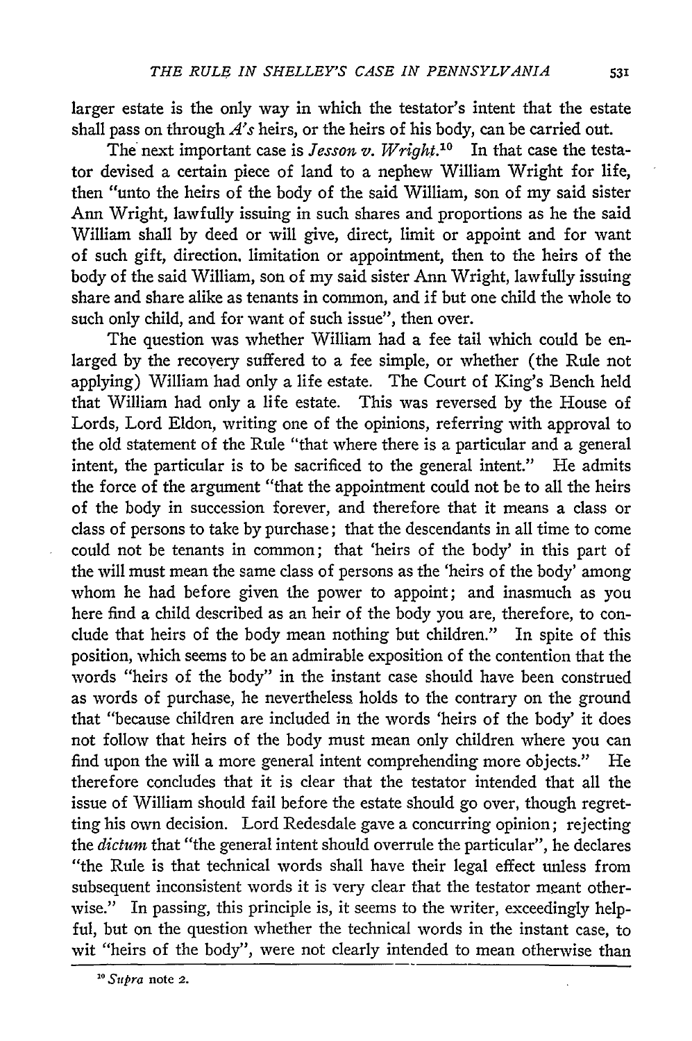larger estate is the only way in which the testator's intent that the estate shall pass on through *A's* heirs, or the heirs of his body, can be carried out.

The next important case is *Jesson v. Wright.*[10] In that case the testator devised a certain piece of land to a nephew William Wright for life, then "unto the heirs of the body of the said William, son of my said sister Ann Wright, lawfully issuing in such shares and proportions as he the said William shall by deed or will give, direct, limit or appoint and for want of such gift, direction, limitation or appointment, then to the heirs of the body of the said William, son of my said sister Ann Wright, lawfully issuing share and share alike as tenants in common, and if but one child the whole to such only child, and for want of such issue", then over.

The question was whether William had a fee tail which could be enlarged by the recovery suffered to a fee simple, or whether (the Rule not applying) William had only a life estate. The Court of King's Bench held that William had only a life estate. This was reversed by the House of Lords, Lord Eldon, writing one of the opinions, referring with approval to the old statement of the Rule "that where there is a particular and a general intent, the particular is to be sacrificed to the general intent." He admits the force of the argument "that the appointment could not be to all the heirs of the body in succession forever, and therefore that it means a class or class of persons to take by purchase; that the descendants in all time to come could not be tenants in common; that 'heirs of the body' in this part of the will must mean the same class of persons as the 'heirs of the body' among whom he had before given the power to appoint; and inasmuch as you here find a child described as an heir of the body you are, therefore, to conclude that heirs of the body mean nothing but children." In spite of this position, which seems to be an admirable exposition of the contention that the words "heirs of the body" in the instant case should have been construed as words of purchase, he nevertheless holds to the contrary on the ground that "because children are included in the words 'heirs of the body' it does not follow that heirs of the body must mean only children where you can find upon the will a more general intent comprehending more objects." He therefore concludes that it is clear that the testator intended that all the issue of William should fail before the estate should go over, though regretting his own decision. Lord Redesdale gave a concurring opinion; rejecting the *dictum* that "the general intent should overrule the particular", he declares "the Rule is that technical words shall have their legal effect unless from subsequent inconsistent words it is very clear that the testator meant otherwise." In passing, this principle is, it seems to the writer, exceedingly helpful, but on the question whether the technical words in the instant case, to wit "heirs of the body", were not clearly intended to mean otherwise than

[10] *Supra* note 2.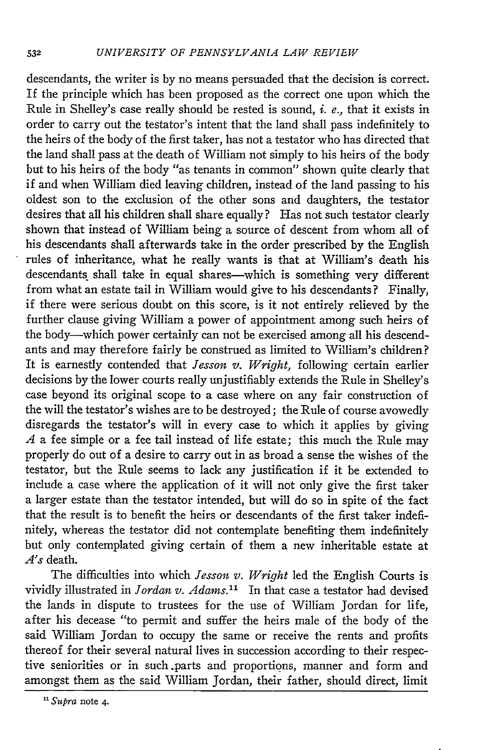descendants, the writer is by no means persuaded that the decision is correct. If the principle which has been proposed as the correct one upon which the Rule in Shelley's case really should be rested is sound, *i. e.,* that it exists in order to carry out the testator's intent that the land shall pass indefinitely to the heirs of the body of the first taker, has not a testator who has directed that the land shall pass at the death of William not simply to his heirs of the body but to his heirs of the body "as tenants in common" shown quite clearly that if and when William died leaving children, instead of the land passing to his oldest son to the exclusion of the other sons and daughters, the testator desires that all his children shall share equally? Has not such testator clearly shown that instead of William being a source of descent from whom all of his descendants shall afterwards take in the order prescribed by the English rules of inheritance, what he really wants is that at William's death his descendants shall take in equal shares—which is something very different from what an estate tail in William would give to his descendants? Finally, if there were serious doubt on this score, is it not entirely relieved by the further clause giving William a power of appointment among such heirs of the body—which power certainly can not be exercised among all his descendants and may therefore fairly be construed as limited to William's children? It is earnestly contended that *Jesson v. Wright,* following certain earlier decisions by the lower courts really unjustifiably extends the Rule in Shelley's case beyond its original scope to a case where on any fair construction of the will the testator's wishes are to be destroyed; the Rule of course avowedly disregards the testator's will in every case to which it applies by giving *A* a fee simple or a fee tail instead of life estate; this much the Rule may properly do out of a desire to carry out in as broad a sense the wishes of the testator, but the Rule seems to lack any justification if it be extended to include a case where the application of it will not only give the first taker a larger estate than the testator intended, but will do so in spite of the fact that the result is to benefit the heirs or descendants of the first taker indefinitely, whereas the testator did not contemplate benefiting them indefinitely but only contemplated giving certain of them a new inheritable estate at *A's* death.

The difficulties into which *Jesson v. Wright* led the English Courts is vividly illustrated in *Jordan v. Adams.*[11] In that case a testator had devised the lands in dispute to trustees for the use of William Jordan for life, after his decease "to permit and suffer the heirs male of the body of the said William Jordan to occupy the same or receive the rents and profits thereof for their several natural lives in succession according to their respective seniorities or in such parts and proportions, manner and form and amongst them as the said William Jordan, their father, should direct, limit

[11] *Supra* note 4.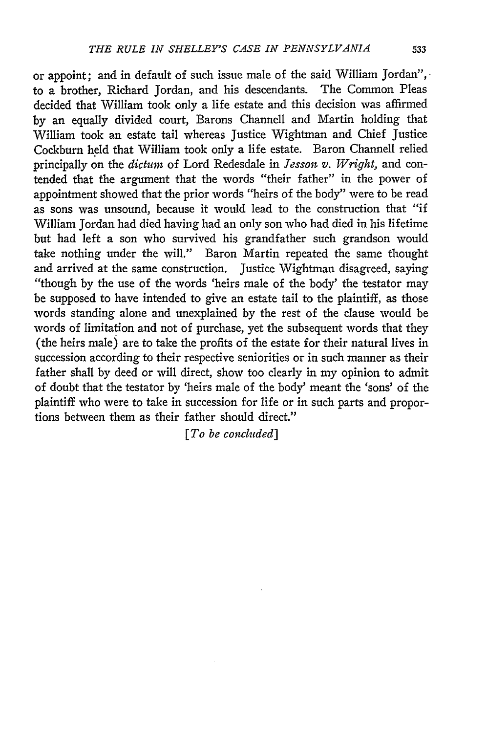or appoint; and in default of such issue male of the said William Jordan", to a brother, Richard Jordan, and his descendants. The Common Pleas decided that William took only a life estate and this decision was affirmed by an equally divided court, Barons Channell and Martin holding that William took an estate tail whereas Justice Wightman and Chief Justice Cockburn held that William took only a life estate. Baron Channell relied principally on the *dictum* of Lord Redesdale in *Jesson v. Wright,* and contended that the argument that the words "their father" in the power of appointment showed that the prior words "heirs of the body" were to be read as sons was unsound, because it would lead to the construction that "if William Jordan had died having had an only son who had died in his lifetime but had left a son who survived his grandfather such grandson would take nothing under the will." Baron Martin repeated the same thought and arrived at the same construction. Justice Wightman disagreed, saying "though by the use of the words 'heirs male of the body' the testator may be supposed to have intended to give an estate tail to the plaintiff, as those words standing alone and unexplained by the rest of the clause would be words of limitation and not of purchase, yet the subsequent words that they (the heirs male) are to take the profits of the estate for their natural lives in succession according to their respective seniorities or in such manner as their father shall by deed or will direct, show too clearly in my opinion to admit of doubt that the testator by 'heirs male of the body' meant the 'sons' of the plaintiff who were to take in succession for life or in such parts and proportions between them as their father should direct."

[*To be concluded*]